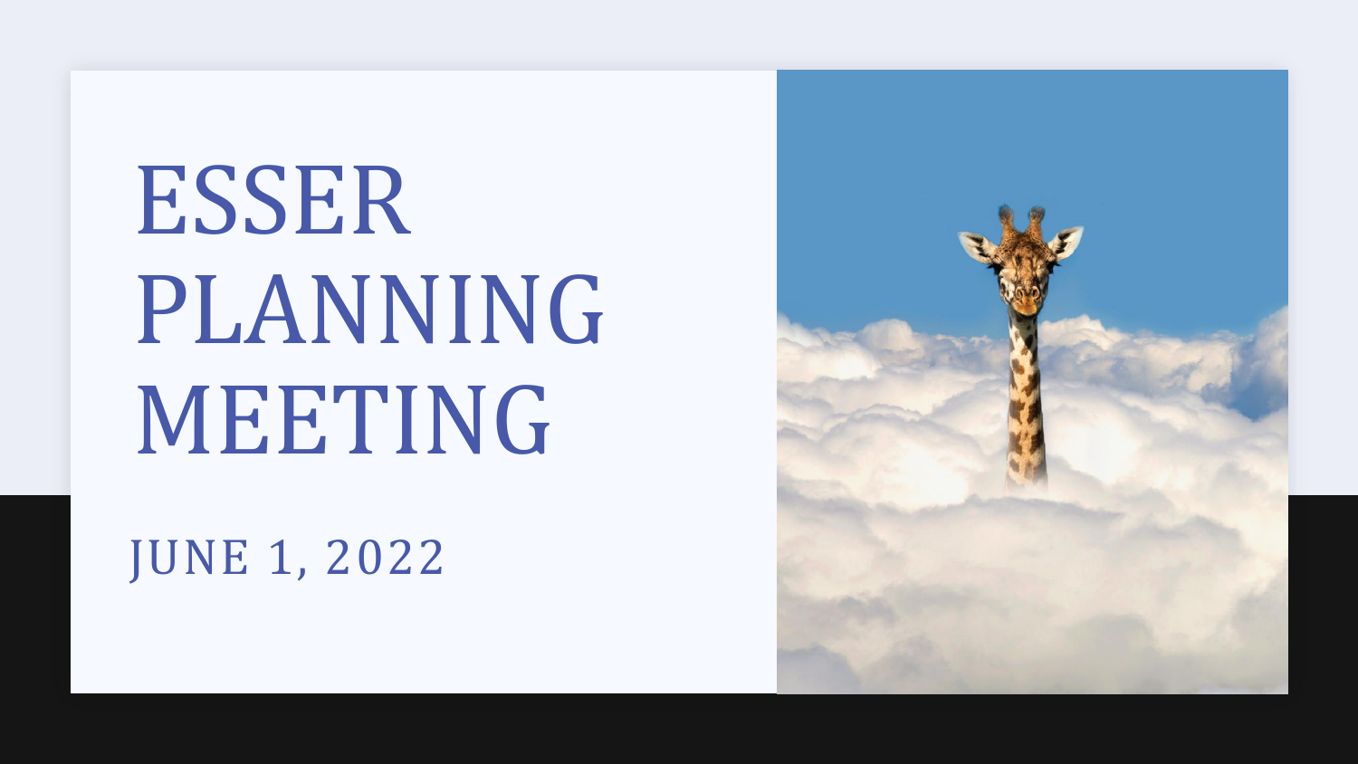# ESSER PLANNING MEETING

JUNE 1, 2022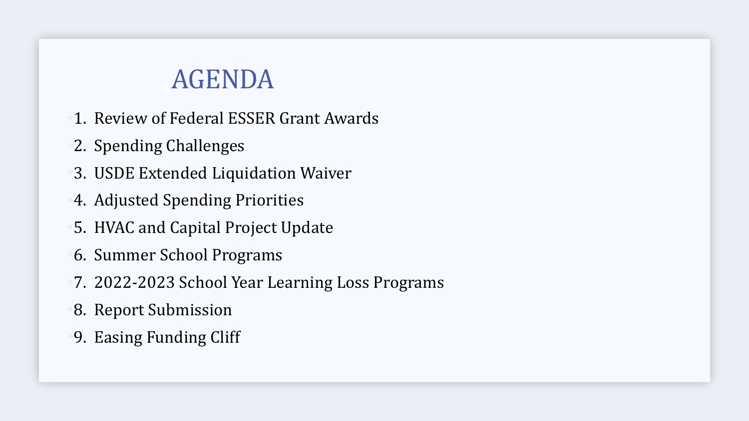# AGENDA

1. Review of Federal ESSER Grant Awards
2. Spending Challenges
3. USDE Extended Liquidation Waiver
4. Adjusted Spending Priorities
5. HVAC and Capital Project Update
6. Summer School Programs
7. 2022-2023 School Year Learning Loss Programs
8. Report Submission
9. Easing Funding Cliff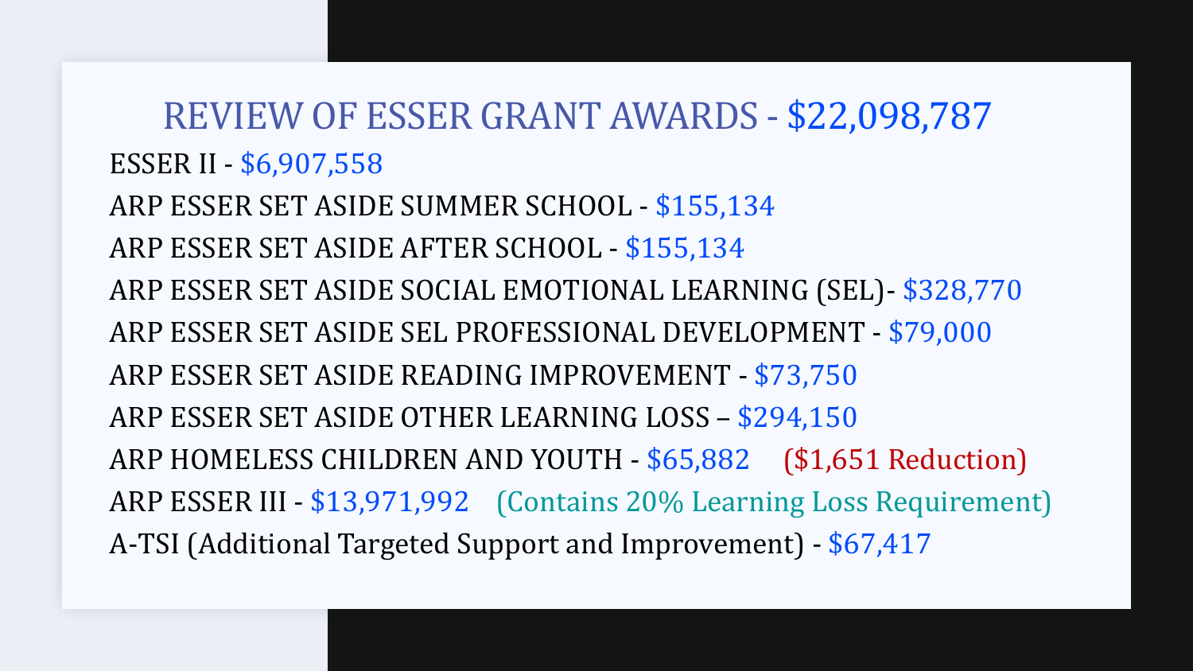# REVIEW OF ESSER GRANT AWARDS - $22,098,787

ESSER II - $6,907,558

ARP ESSER SET ASIDE SUMMER SCHOOL - $155,134

ARP ESSER SET ASIDE AFTER SCHOOL - $155,134

ARP ESSER SET ASIDE SOCIAL EMOTIONAL LEARNING (SEL)- $328,770

ARP ESSER SET ASIDE SEL PROFESSIONAL DEVELOPMENT - $79,000

ARP ESSER SET ASIDE READING IMPROVEMENT - $73,750

ARP ESSER SET ASIDE OTHER LEARNING LOSS – $294,150

ARP HOMELESS CHILDREN AND YOUTH - $65,882 ($1,651 Reduction)

ARP ESSER III - $13,971,992 (Contains 20% Learning Loss Requirement)

A-TSI (Additional Targeted Support and Improvement) - $67,417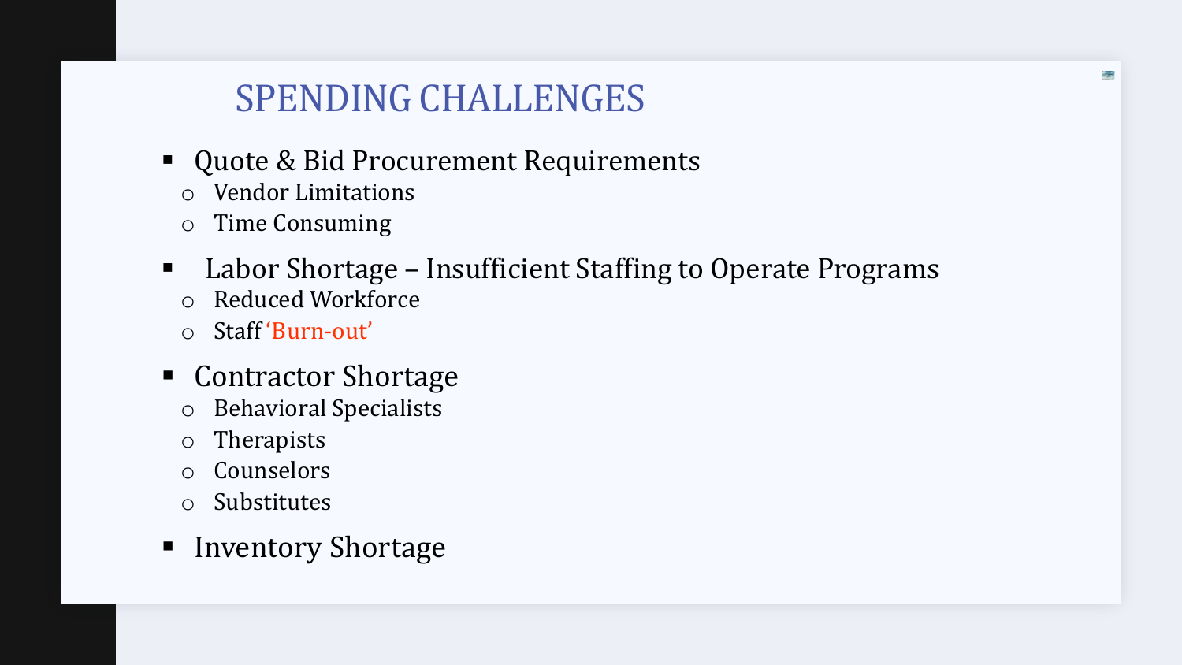# SPENDING CHALLENGES

- Quote & Bid Procurement Requirements
  - Vendor Limitations
  - Time Consuming
- Labor Shortage – Insufficient Staffing to Operate Programs
  - Reduced Workforce
  - Staff 'Burn-out'
- Contractor Shortage
  - Behavioral Specialists
  - Therapists
  - Counselors
  - Substitutes
- Inventory Shortage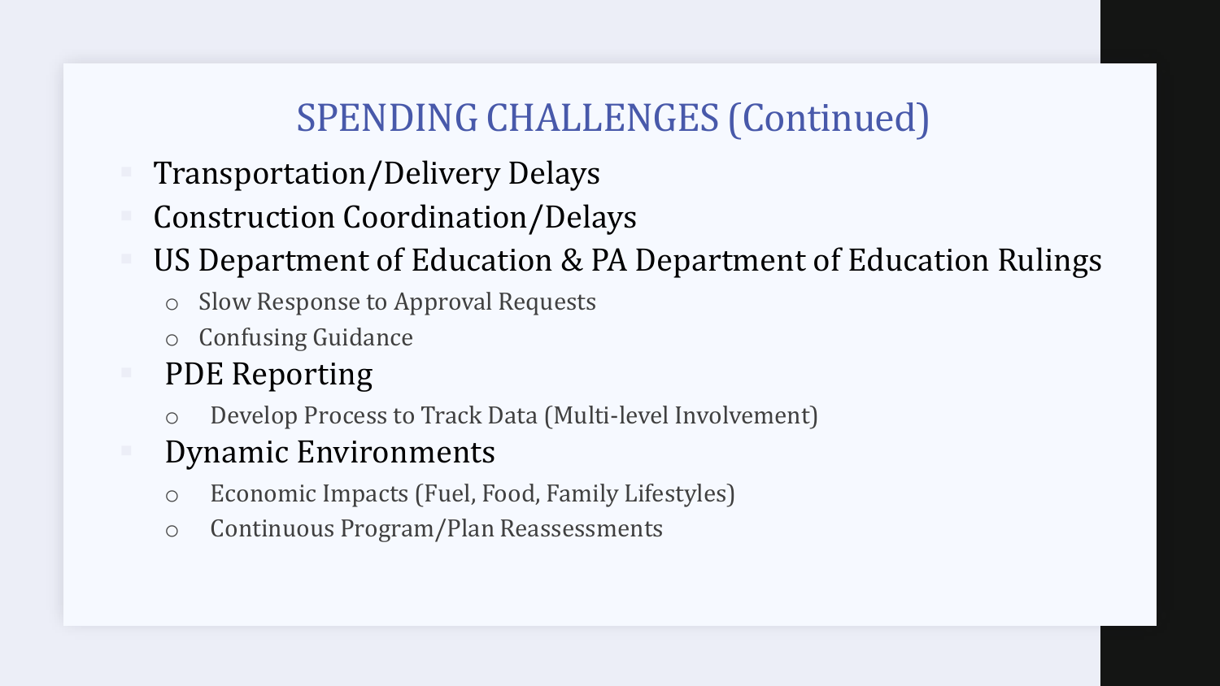# SPENDING CHALLENGES (Continued)

- Transportation/Delivery Delays
- Construction Coordination/Delays
- US Department of Education & PA Department of Education Rulings
  - Slow Response to Approval Requests
  - Confusing Guidance
- PDE Reporting
  - Develop Process to Track Data (Multi-level Involvement)
- Dynamic Environments
  - Economic Impacts (Fuel, Food, Family Lifestyles)
  - Continuous Program/Plan Reassessments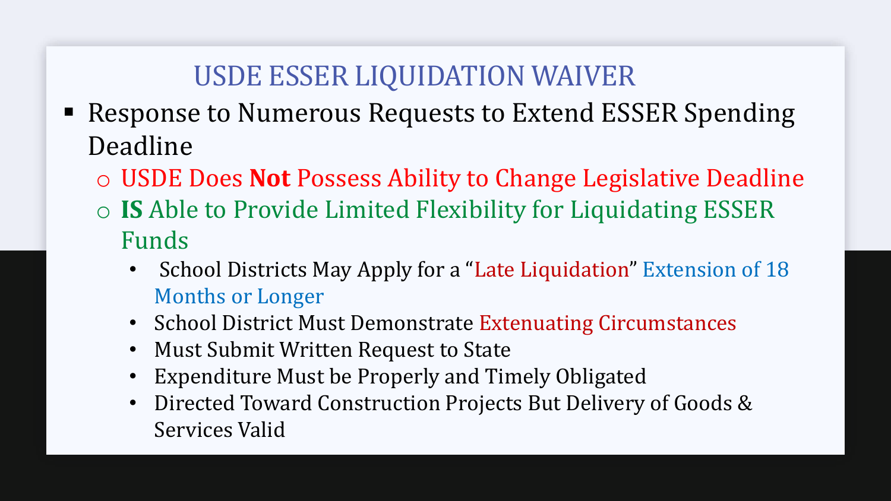# USDE ESSER LIQUIDATION WAIVER

- Response to Numerous Requests to Extend ESSER Spending Deadline
  - USDE Does **Not** Possess Ability to Change Legislative Deadline
  - **IS** Able to Provide Limited Flexibility for Liquidating ESSER Funds
    - School Districts May Apply for a "Late Liquidation" Extension of 18 Months or Longer
    - School District Must Demonstrate Extenuating Circumstances
    - Must Submit Written Request to State
    - Expenditure Must be Properly and Timely Obligated
    - Directed Toward Construction Projects But Delivery of Goods & Services Valid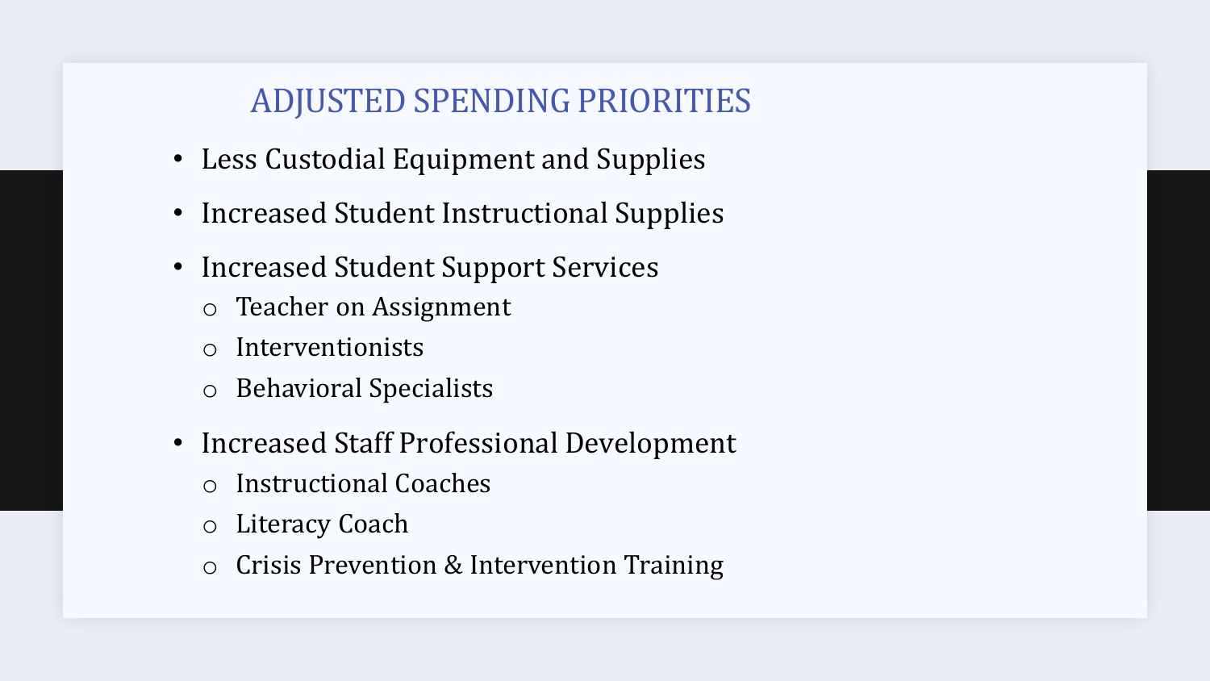# ADJUSTED SPENDING PRIORITIES

- Less Custodial Equipment and Supplies
- Increased Student Instructional Supplies
- Increased Student Support Services
  - Teacher on Assignment
  - Interventionists
  - Behavioral Specialists
- Increased Staff Professional Development
  - Instructional Coaches
  - Literacy Coach
  - Crisis Prevention & Intervention Training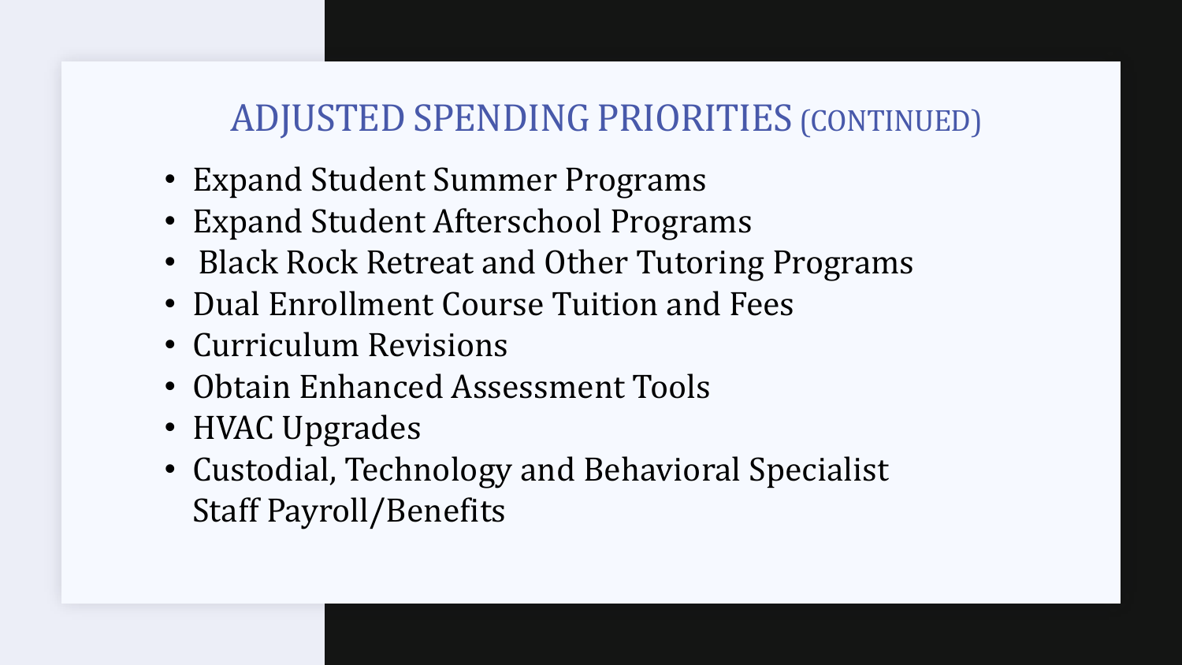# ADJUSTED SPENDING PRIORITIES (CONTINUED)

- Expand Student Summer Programs
- Expand Student Afterschool Programs
- Black Rock Retreat and Other Tutoring Programs
- Dual Enrollment Course Tuition and Fees
- Curriculum Revisions
- Obtain Enhanced Assessment Tools
- HVAC Upgrades
- Custodial, Technology and Behavioral Specialist Staff Payroll/Benefits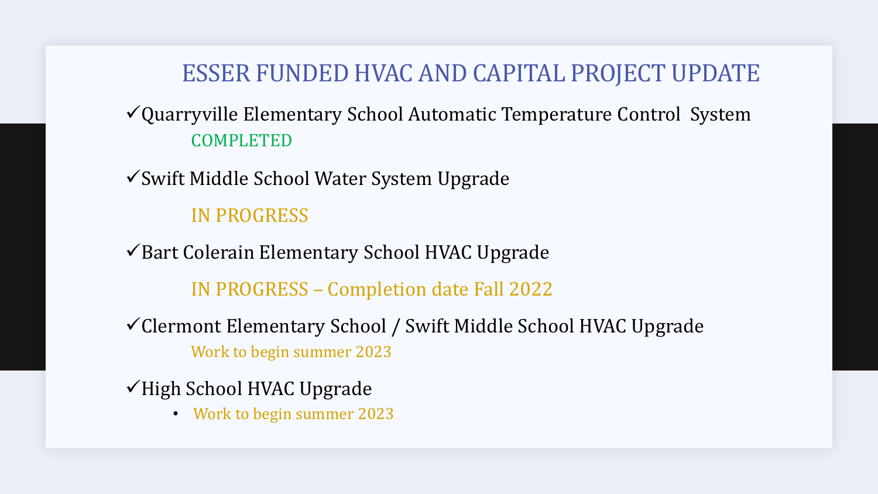# ESSER FUNDED HVAC AND CAPITAL PROJECT UPDATE

✓Quarryville Elementary School Automatic Temperature Control System

COMPLETED

✓Swift Middle School Water System Upgrade

IN PROGRESS

✓Bart Colerain Elementary School HVAC Upgrade

IN PROGRESS – Completion date Fall 2022

✓Clermont Elementary School / Swift Middle School HVAC Upgrade

Work to begin summer 2023

✓High School HVAC Upgrade

- Work to begin summer 2023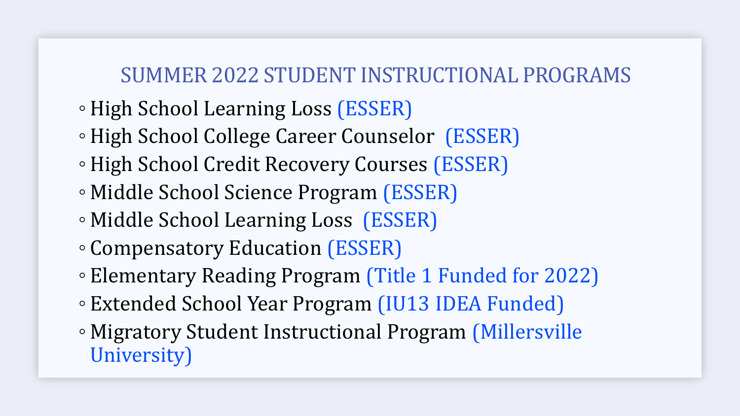## SUMMER 2022 STUDENT INSTRUCTIONAL PROGRAMS

- High School Learning Loss (ESSER)
- High School College Career Counselor (ESSER)
- High School Credit Recovery Courses (ESSER)
- Middle School Science Program (ESSER)
- Middle School Learning Loss (ESSER)
- Compensatory Education (ESSER)
- Elementary Reading Program (Title 1 Funded for 2022)
- Extended School Year Program (IU13 IDEA Funded)
- Migratory Student Instructional Program (Millersville University)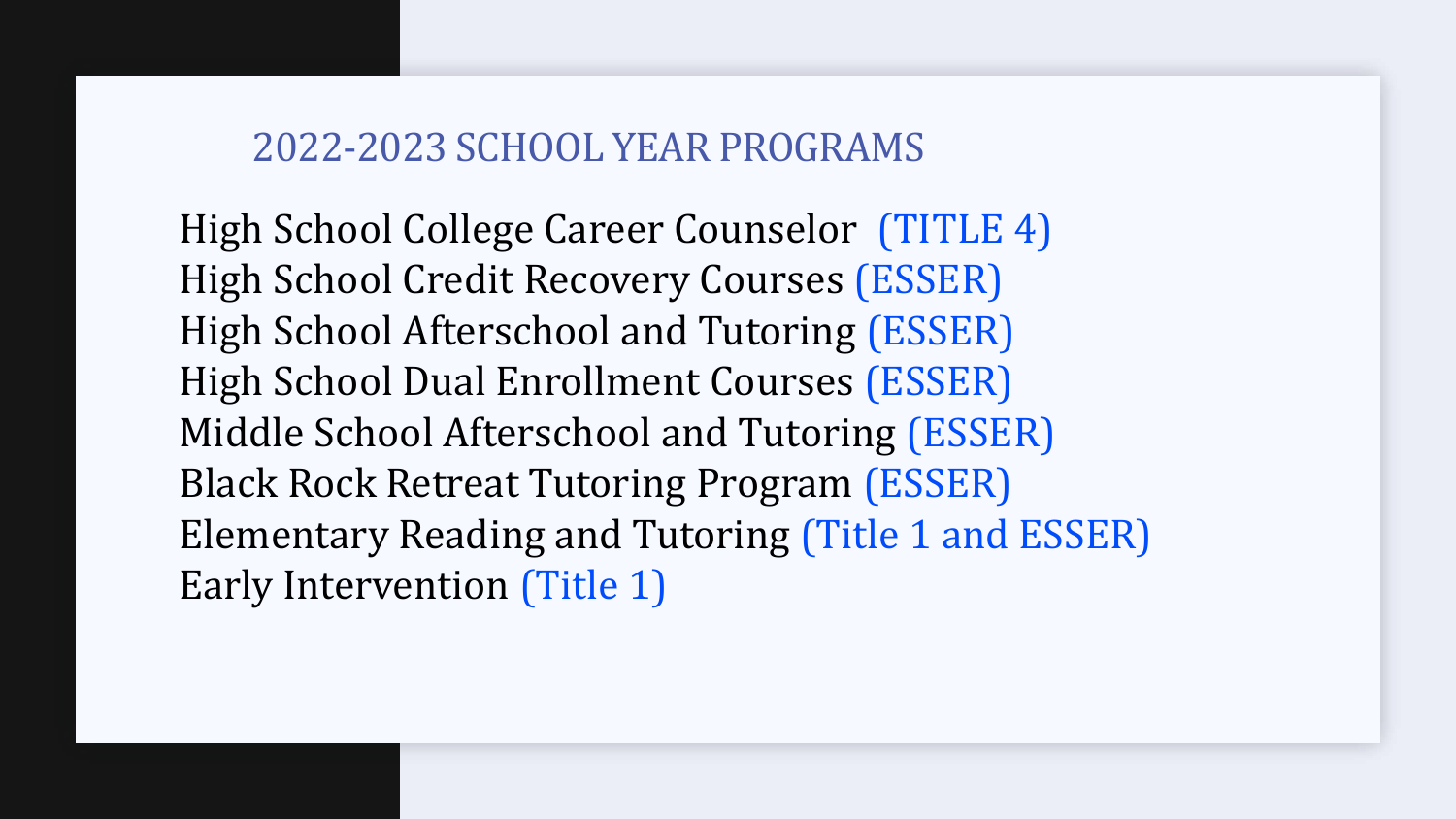## 2022-2023 SCHOOL YEAR PROGRAMS

High School College Career Counselor (TITLE 4)
High School Credit Recovery Courses (ESSER)
High School Afterschool and Tutoring (ESSER)
High School Dual Enrollment Courses (ESSER)
Middle School Afterschool and Tutoring (ESSER)
Black Rock Retreat Tutoring Program (ESSER)
Elementary Reading and Tutoring (Title 1 and ESSER)
Early Intervention (Title 1)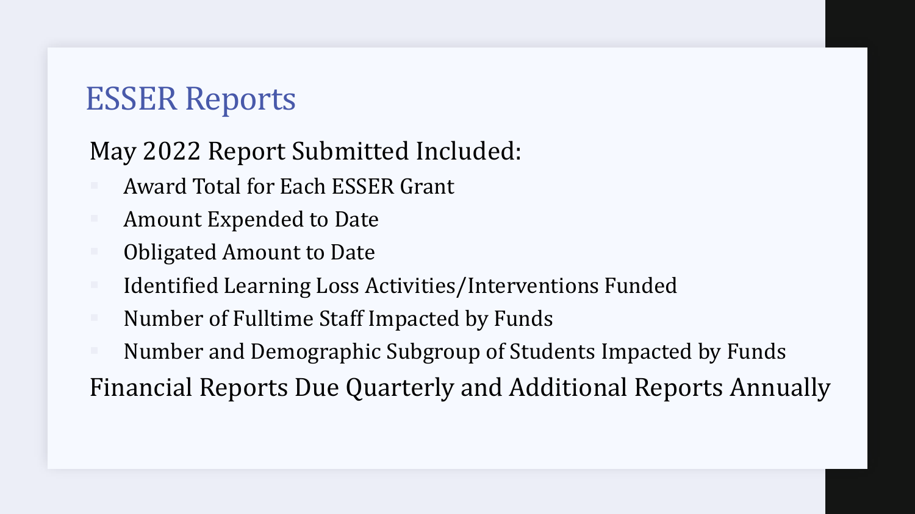# ESSER Reports

May 2022 Report Submitted Included:

- Award Total for Each ESSER Grant
- Amount Expended to Date
- Obligated Amount to Date
- Identified Learning Loss Activities/Interventions Funded
- Number of Fulltime Staff Impacted by Funds
- Number and Demographic Subgroup of Students Impacted by Funds

Financial Reports Due Quarterly and Additional Reports Annually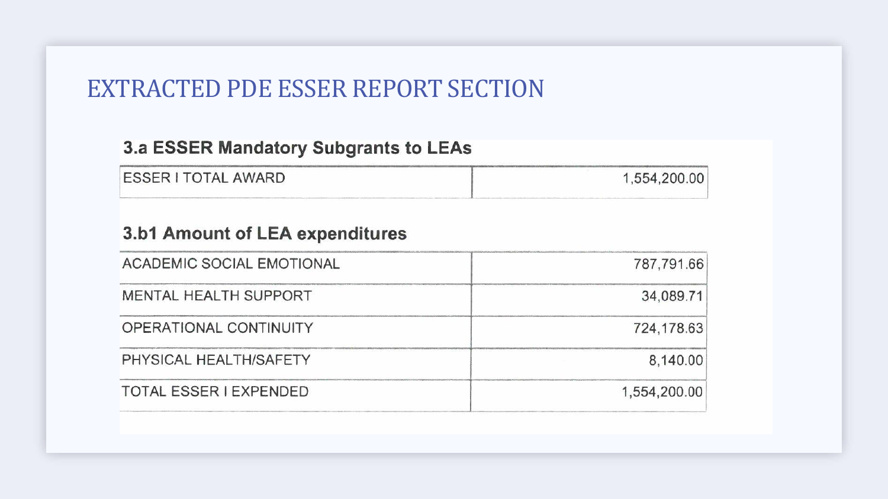# EXTRACTED PDE ESSER REPORT SECTION

## 3.a ESSER Mandatory Subgrants to LEAs

| ESSER I TOTAL AWARD | 1,554,200.00 |
|---|---:|

## 3.b1 Amount of LEA expenditures

| ACADEMIC SOCIAL EMOTIONAL | 787,791.66 |
|---|---:|
| MENTAL HEALTH SUPPORT | 34,089.71 |
| OPERATIONAL CONTINUITY | 724,178.63 |
| PHYSICAL HEALTH/SAFETY | 8,140.00 |
| TOTAL ESSER I EXPENDED | 1,554,200.00 |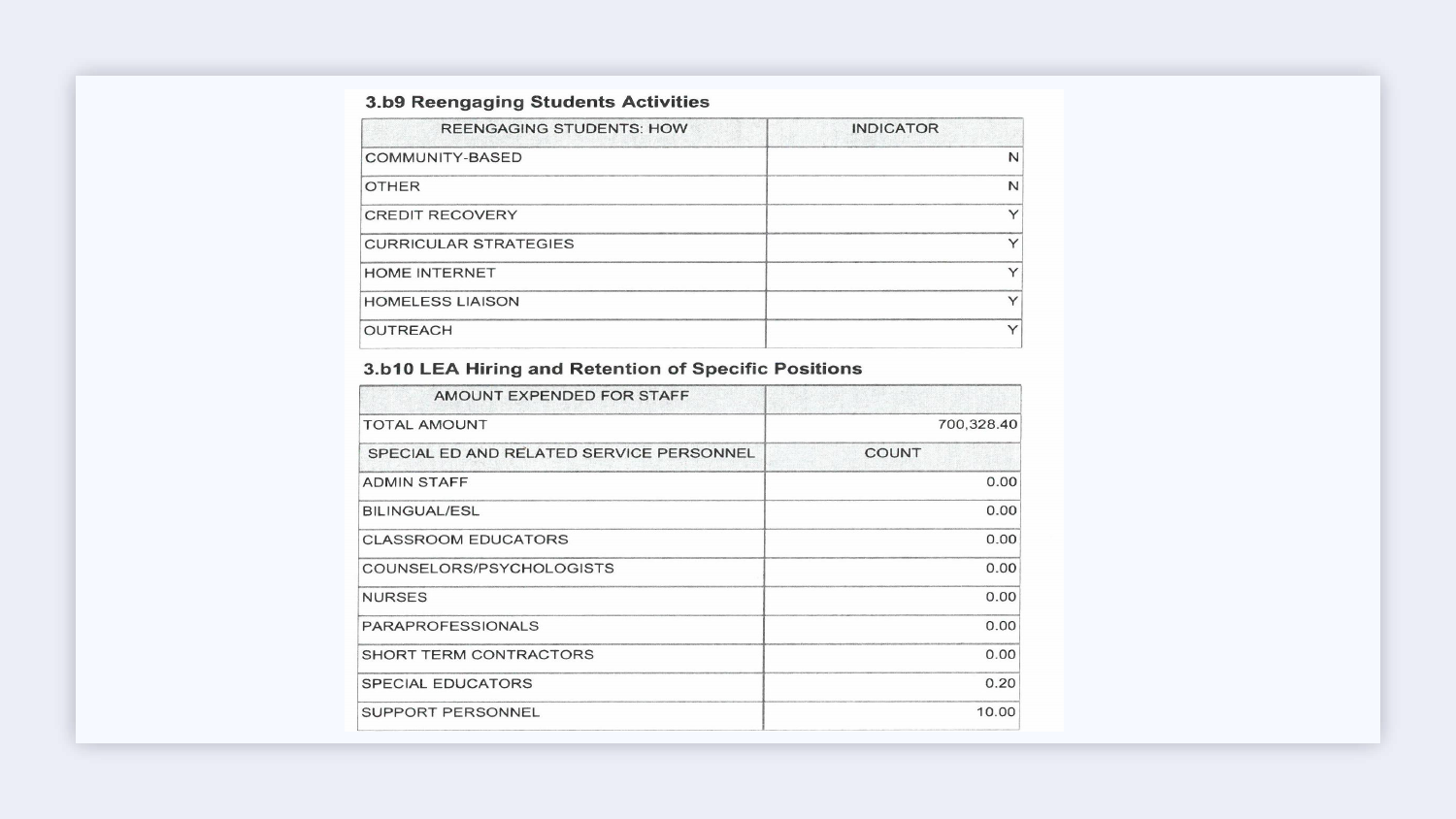### 3.b9 Reengaging Students Activities

| REENGAGING STUDENTS: HOW | INDICATOR |
| --- | --- |
| COMMUNITY-BASED | N |
| OTHER | N |
| CREDIT RECOVERY | Y |
| CURRICULAR STRATEGIES | Y |
| HOME INTERNET | Y |
| HOMELESS LIAISON | Y |
| OUTREACH | Y |

### 3.b10 LEA Hiring and Retention of Specific Positions

| AMOUNT EXPENDED FOR STAFF | |
| --- | --- |
| TOTAL AMOUNT | 700,328.40 |
| SPECIAL ED AND RELATED SERVICE PERSONNEL | COUNT |
| ADMIN STAFF | 0.00 |
| BILINGUAL/ESL | 0.00 |
| CLASSROOM EDUCATORS | 0.00 |
| COUNSELORS/PSYCHOLOGISTS | 0.00 |
| NURSES | 0.00 |
| PARAPROFESSIONALS | 0.00 |
| SHORT TERM CONTRACTORS | 0.00 |
| SPECIAL EDUCATORS | 0.20 |
| SUPPORT PERSONNEL | 10.00 |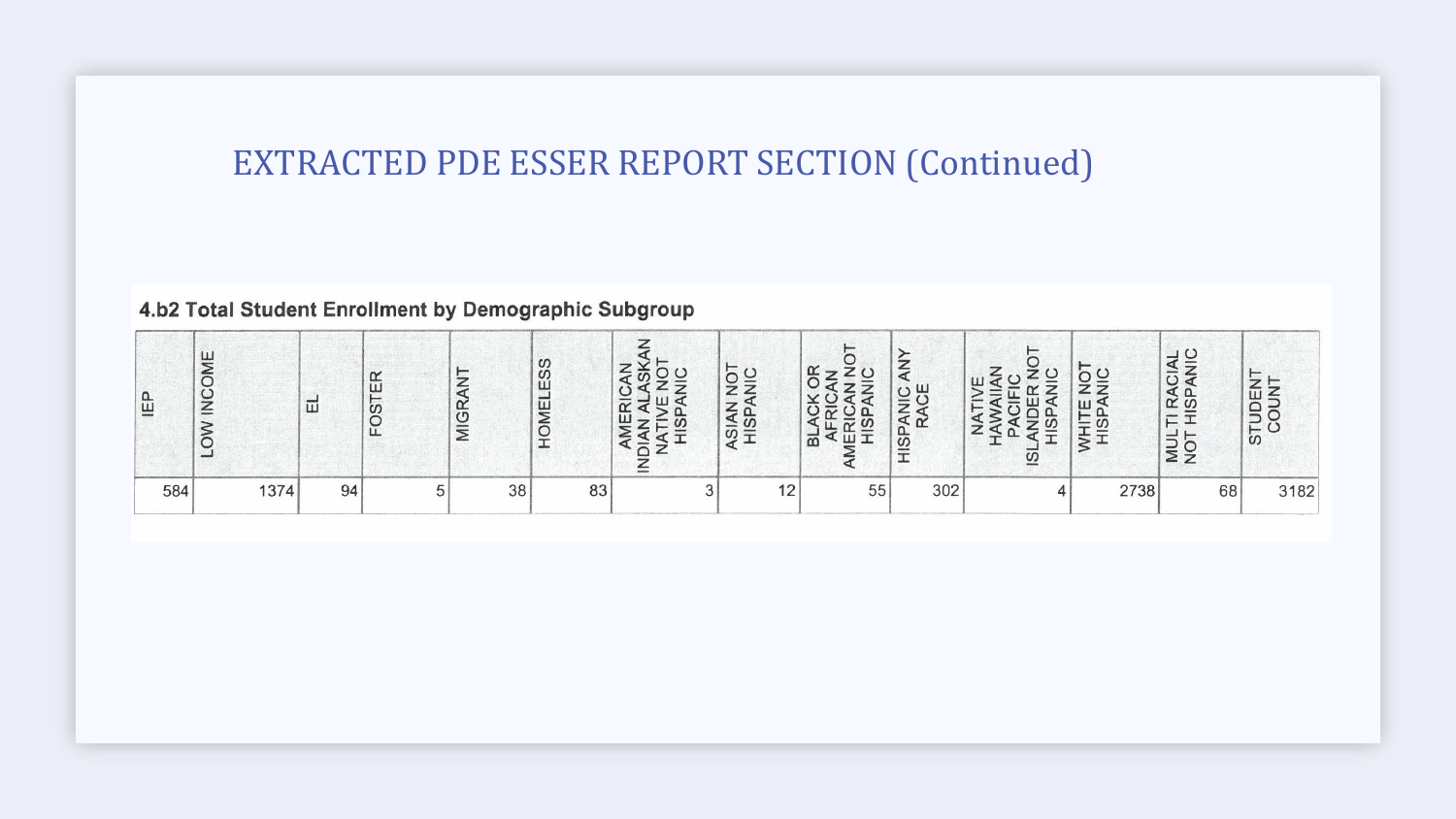# EXTRACTED PDE ESSER REPORT SECTION (Continued)

**4.b2 Total Student Enrollment by Demographic Subgroup**

| IEP | LOW INCOME | EL | FOSTER | MIGRANT | HOMELESS | AMERICAN INDIAN ALASKAN NATIVE NOT HISPANIC | ASIAN NOT HISPANIC | BLACK OR AFRICAN AMERICAN NOT HISPANIC | HISPANIC ANY RACE | NATIVE HAWAIIAN PACIFIC ISLANDER NOT HISPANIC | WHITE NOT HISPANIC | MULTI RACIAL NOT HISPANIC | STUDENT COUNT |
|---|---|---|---|---|---|---|---|---|---|---|---|---|---|
| 584 | 1374 | 94 | 5 | 38 | 83 | 3 | 12 | 55 | 302 | 4 | 2738 | 68 | 3182 |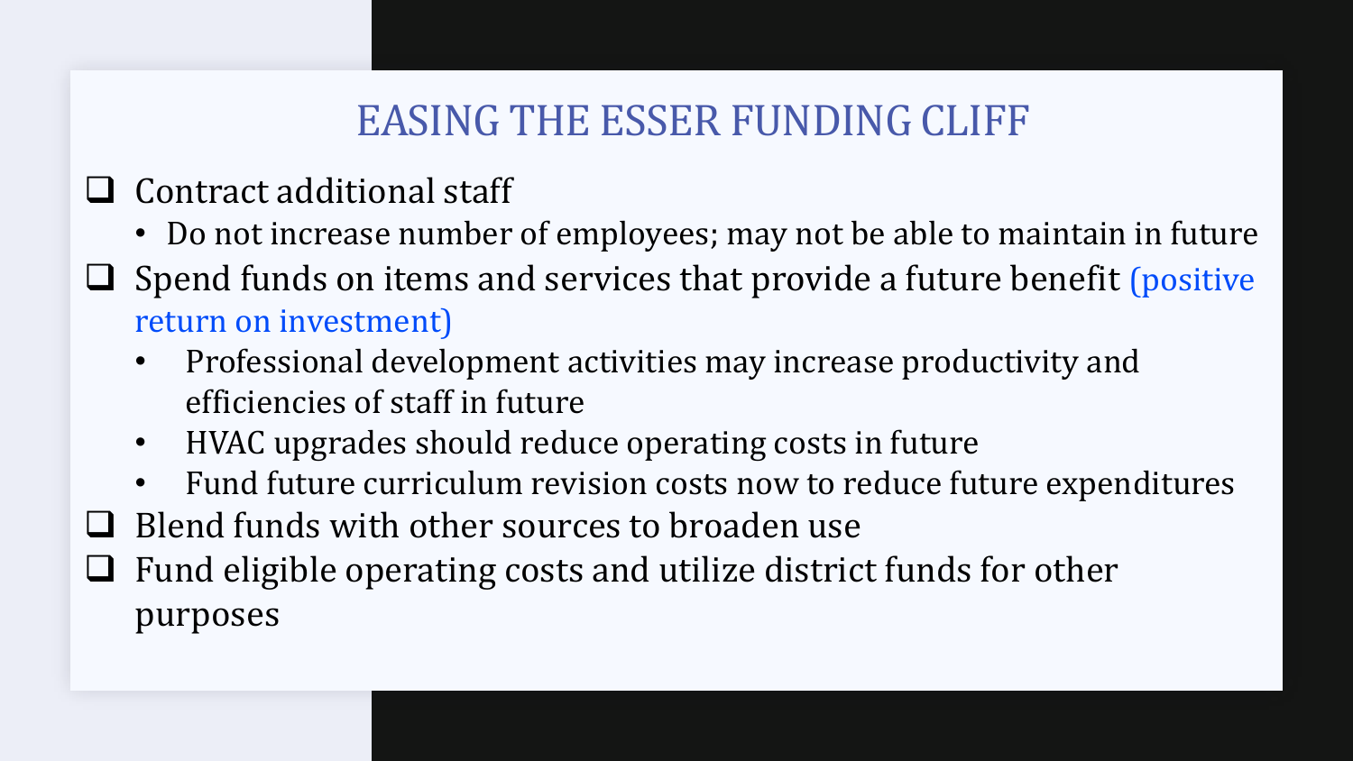# EASING THE ESSER FUNDING CLIFF

- Contract additional staff
  - Do not increase number of employees; may not be able to maintain in future
- Spend funds on items and services that provide a future benefit (positive return on investment)
  - Professional development activities may increase productivity and efficiencies of staff in future
  - HVAC upgrades should reduce operating costs in future
  - Fund future curriculum revision costs now to reduce future expenditures
- Blend funds with other sources to broaden use
- Fund eligible operating costs and utilize district funds for other purposes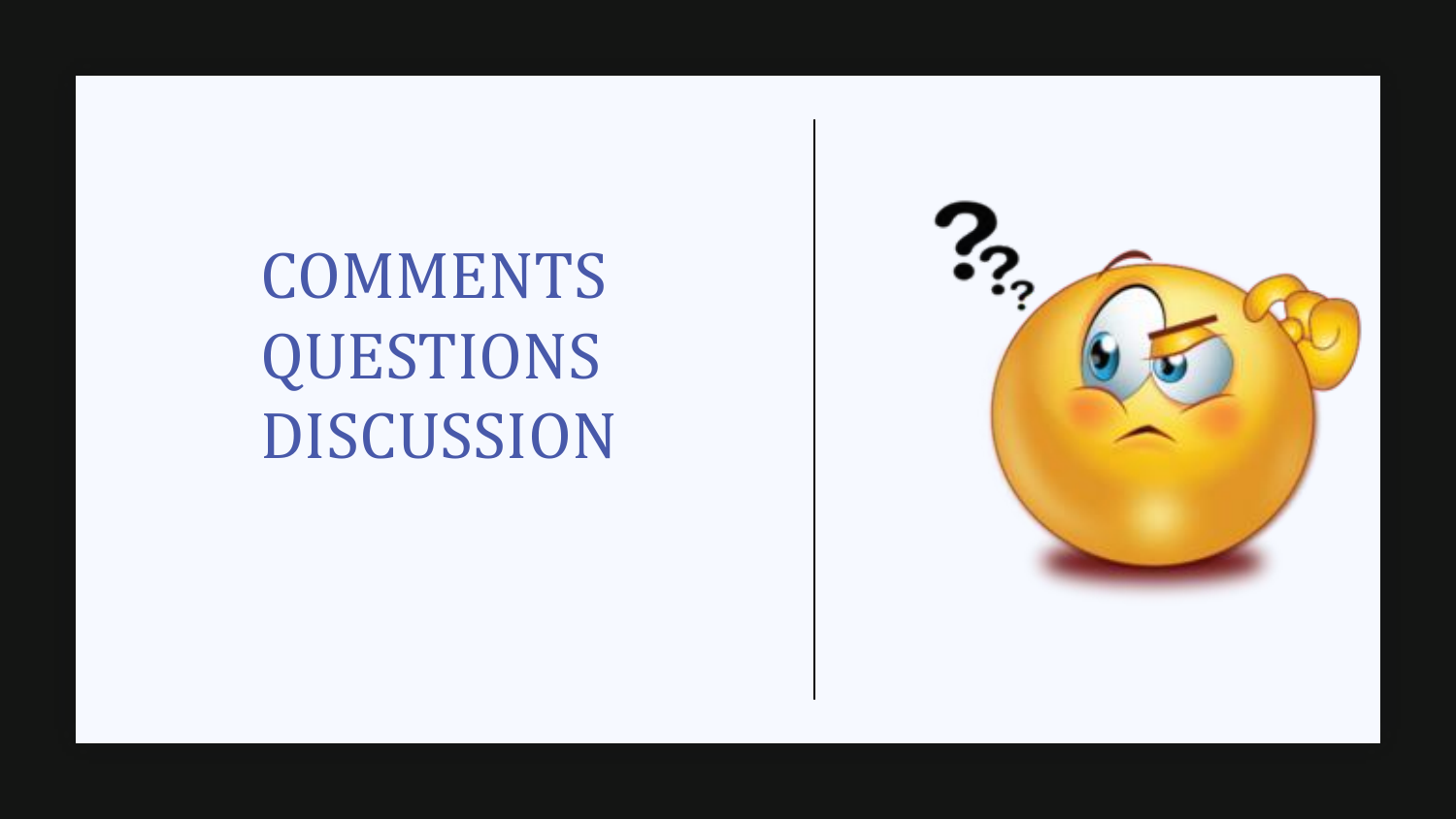COMMENTS

QUESTIONS

DISCUSSION